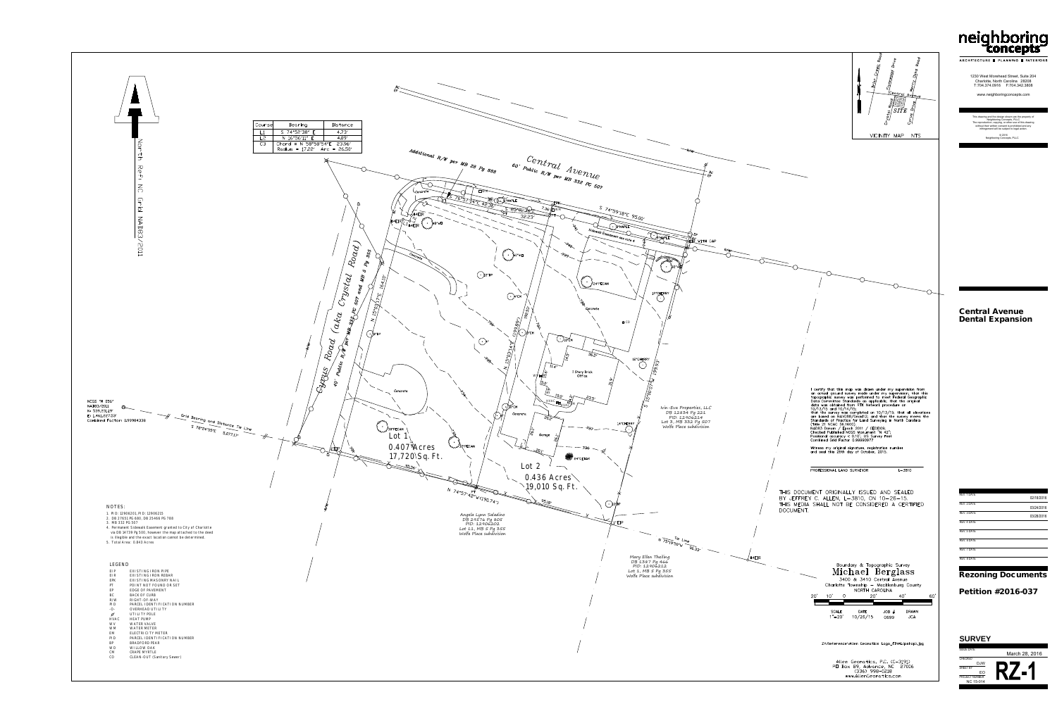# Central Avenue Dental Expansion

**neighboring concepts**

ARCHITECTURE | PLANNING | INTERIORS

1230 West Morehead Street, Suite 204
Charlotte, North Carolina 28208
T:704.374.0916 F:704.342.3808

www.neighboringconcepts.com

This drawing and the design shown are the property of Neighboring Concepts, PLLC. The reproduction, copying, or other use of this drawing without their written consent is prohibited and any infringement will be subject to legal action.

© 2016
Neighboring Concepts, PLLC

| REV. 1 DATE | 02/18/2016 |
|---|---|
| REV. 2 DATE | 03/24/2016 |
| REV. 3 DATE | 03/28/2016 |
| REV. 4 DATE | |
| REV. 5 DATE | |
| REV. 6 DATE | |
| REV. 7 DATE | |
| REV. 8 DATE | |

**Rezoning Documents**

**Petition #2016-037**

**SURVEY**

ISSUE DATE: March 28, 2016
CHECKED: DJW
DRAWN BY: EO
PROJECT NUMBER: NC 15-014

**RZ-1**

| Course | Bearing | Distance |
|---|---|---|
| L1 | S 74°59'38" E | 4.73' |
| L2 | N 16°56'11" E | 4.89' |
| C3 | Chord = N 58°58'54"E 23.96' Radius = 17.22' Arc = 26.50' | |

North Ref: NC Grid NAD83/2011

VICINITY MAP NTS

Central Avenue
60' Public R/W per MB 332 PG 507

Additional R/W per MB 23 Pg 888

Cyrus Road (aka Crystal Road)
40' Public R/W per MB 332 PG 507 and MB 5 Pg 355

Lot 1
0.407 Acres
17,720 Sq. Ft.

Lot 2
0.436 Acres
19,010 Sq. Ft.

1 Story Brick Office

Garage

Irin-Eva Properties, LLC
DB 12654 Pg 221
PID: 12906214
Lot 3, MB 332 Pg 507
Wolfe Place subdivision

Angela Lynn Saladino
DB 24576 Pg 805
PID: 12906202
Lot 11, MB 5 Pg 355
Wolfe Place subdivision

Mary Ellen Theiling
DB 1367 Pg 464
PID: 12906212
Lot 1, MB 5 Pg 355
Wolfe Place subdivision

NCGS "M 256"
NAD83/2011
N: 539,232.19'
E: 1,461,577.53'
Combined Factor: 0.99984338

Grid Bearing and Distance Tie Line
S 78°24'05"E 5,077.17'

Tie Line N 75°19'56"W 56.33'

## NOTES:

1. PID: 12906201, PID: 12906215
2. DB 27651 PG 690, DB 25468 PG 788
3. MB 332 PG 507
4. Permanent Sidewalk Easement granted to City of Charlotte via DB 14739 Pg 500, however the map attached to the deed is illegible and the exact location cannot be determined.
5. Total Area: 0.843 Acres

## LEGEND

| | |
|---|---|
| EIP | EXISTING IRON PIPE |
| EIR | EXISTING IRON REBAR |
| EMN | EXISTING MASONRY NAIL |
| PT | POINT NOT FOUND OR SET |
| EP | EDGE OF PAVEMENT |
| BC | BACK OF CURB |
| R/W | RIGHT-OF-WAY |
| PID | PARCEL IDENTIFICATION NUMBER |
| -O- | OVERHEAD UTILITY |
| | UTILITY POLE |
| HVAC | HEAT PUMP |
| WV | WATER VALVE |
| WM | WATER METER |
| EM | ELECTRICITY METER |
| PID | PARCEL IDENTIFICATION NUMBER |
| BP | BRADFORD PEAR |
| WO | WILLOW OAK |
| CM | CRAPE MYRTLE |
| CO | CLEAN-OUT (Sanitary Sewer) |

I certify that this map was drawn under my supervision from an actual ground survey made under my supervision; that this topographic survey was performed to meet Federal Geographic Data Committee Standards as applicable; that the original data was obtained from RTK Network procedure on 10/13/15 and 10/14/15; that the survey was completed on 10/13/15; that all elevations are based on NAVD88/Geoid12; and that the survey meets the Standards of Practice for Land Surveying in North Carolina (Title 21 NCAC 56.1600);
NAD83 Datum / (Epoch 2011 / GEOID12);
Checked Published NCGS Monument "M 42";
Positional accuracy < 0.10'; US Survey Feet
Combined Grid Factor 0.99990977

Witness my original signature, registration number and seal this 28th day of October, 2015.

PROFESSIONAL LAND SURVEYOR L-3810

THIS DOCUMENT ORIGINALLY ISSUED AND SEALED BY JEFFREY C. ALLEN, L-3810, ON 10-28-15. THIS MEDIA SHALL NOT BE CONSIDERED A CERTIFIED DOCUMENT.

Boundary & Topographic Survey
**Michael Berglass**
3400 & 3410 Central Avenue
Charlotte Township – Mecklenburg County
NORTH CAROLINA

| SCALE | DATE | JOB # | DRAWN |
|---|---|---|---|
| 1"=20' | 10/28/15 | 0699 | JCA |

Allen Geomatics, P.C. (C-3191)
PO Box 89, Advance, NC 27006
(336) 998-2218
www.AllenGeomatics.com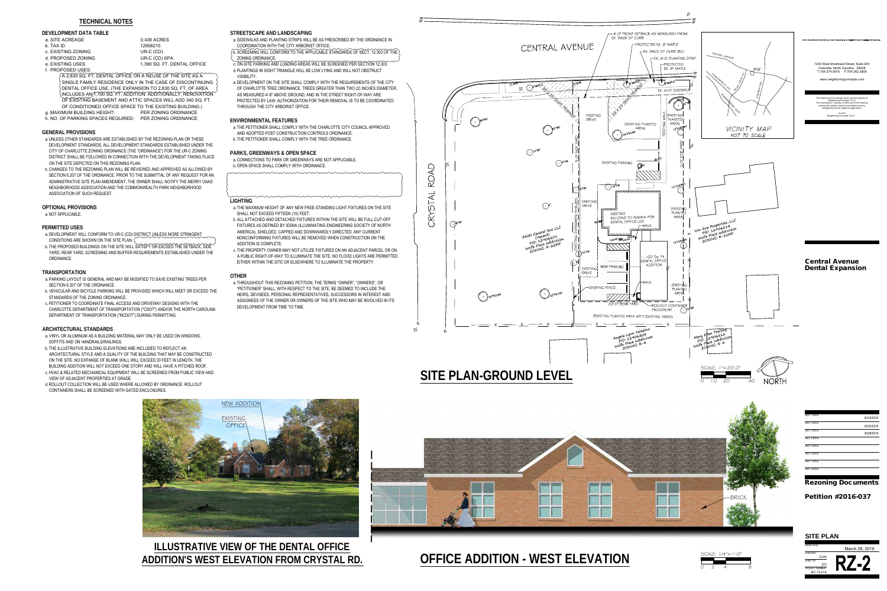# TECHNICAL NOTES

## DEVELOPMENT DATA TABLE

| | |
|---|---|
| a. SITE ACREAGE | 0.436 ACRES |
| b. TAX ID | 12906215 |
| c. EXISTING ZONING | UR-C (CD) |
| d. PROPOSED ZONING | UR-C (CD) SPA |
| e. EXISTING USES | 1,390 SQ. FT. DENTAL OFFICE |
| f. PROPOSED USES: | |

A 2,830 SQ. FT. DENTAL OFFICE OR A REUSE OF THE SITE AS A SINGLE FAMILY RESIDENCE ONLY IN THE CASE OF DISCONTINUING DENTAL OFFICE USE. (THE EXPANSION TO 2,830 SQ. FT. OF AREA INCLUDES AN 1,100 SQ. FT. ADDITION. ADDITIONALLY, RENOVATION OF EXISTING BASEMENT AND ATTIC SPACES WILL ADD 340 SQ. FT. OF CONDITIONED OFFICE SPACE TO THE EXISTING BUILDING.)

| | |
|---|---|
| g. MAXIMUM BUILDING HEIGHT: | PER ZONING ORDINANCE |
| h. NO. OF PARKING SPACES REQUIRED: | PER ZONING ORDINANCE |

## GENERAL PROVISIONS

a. UNLESS OTHER STANDARDS ARE ESTABLISHED BY THE REZONING PLAN OR THESE DEVELOPMENT STANDARDS, ALL DEVELOPMENT STANDARDS ESTABLISHED UNDER THE CITY OF CHARLOTTE ZONING ORDINANCE (THE "ORDINANCE") FOR THE UR-C ZONING DISTRICT SHALL BE FOLLOWED IN CONNECTION WITH THE DEVELOPMENT TAKING PLACE ON THE SITE DEPICTED ON THIS REZONING PLAN.

b. CHANGES TO THE REZONING PLAN WILL BE REVIEWED AND APPROVED AS ALLOWED BY SECTION 6.207 OF THE ORDINANCE. PRIOR TO THE SUBMITTAL OF ANY REQUEST FOR AN ADMINISTRATIVE SITE PLAN AMENDMENT, THE OWNER SHALL NOTIFY THE MERRY OAKS NEIGHBORHOOD ASSOCIATION AND THE COMMONWEALTH PARK NEIGHBORHOOD ASSOCIATION OF SUCH REQUEST.

## OPTIONAL PROVISIONS

a. NOT APPLICABLE.

## PERMITTED USES

a. DEVELOPMENT WILL CONFORM TO UR-C (CD) DISTRICT UNLESS MORE STRINGENT CONDITIONS ARE SHOWN ON THE SITE PLAN.

b. THE PROPOSED BUILDINGS ON THE SITE WILL SATISFY OR EXCEED THE SETBACK, SIDE YARD, REAR YARD, SCREENING AND BUFFER REQUIREMENTS ESTABLISHED UNDER THE ORDINANCE.

## TRANSPORTATION

a. PARKING LAYOUT IS GENERAL AND MAY BE MODIFIED TO SAVE EXISTING TREES PER SECTION 6.207 OF THE ORDINANCE.

b. VEHICULAR AND BICYCLE PARKING WILL BE PROVIDED WHICH WILL MEET OR EXCEED THE STANDARDS OF THE ZONING ORDINANCE.

c. PETITIONER TO COORDINATE FINAL ACCESS AND DRIVEWAY DESIGNS WITH THE CHARLOTTE DEPARTMENT OF TRANSPORTATION ("CDOT") AND/OR THE NORTH CAROLINA DEPARTMENT OF TRANSPORTATION ("NCDOT") DURING PERMITTING.

## ARCHITECTURAL STANDARDS

a. VINYL OR ALUMINUM AS A BUILDING MATERIAL MAY ONLY BE USED ON WINDOWS, SOFFITS AND ON HANDRAILS/RAILINGS.

b. THE ILLUSTRATIVE BUILDING ELEVATIONS ARE INCLUDED TO REFLECT AN ARCHITECTURAL STYLE AND A QUALITY OF THE BUILDING THAT MAY BE CONSTRUCTED ON THE SITE. NO EXPANSE OF BLANK WALL WILL EXCEED 20 FEET IN LENGTH. THE BUILDING ADDITION WILL NOT EXCEED ONE STORY AND WILL HAVE A PITCHED ROOF.

c. HVAC & RELATED MECHANICAL EQUIPMENT WILL BE SCREENED FROM PUBLIC VIEW AND VIEW OF ADJACENT PROPERTIES AT GRADE.

d. ROLLOUT COLLECTION WILL BE USED WHERE ALLOWED BY ORDINANCE. ROLLOUT CONTAINERS SHALL BE SCREENED WITH GATED ENCLOSURES.

## STREETSCAPE AND LANDSCAPING

a. SIDEWALKS AND PLANTING STRIPS WILL BE AS PRESCRIBED BY THE ORDINANCE IN COORDINATION WITH THE CITY ARBORIST OFFICE.

b. SCREENING WILL CONFORM TO THE APPLICABLE STANDARDS OF SECT. 12.303 OF THE ZONING ORDINANCE.

c. ON-SITE PARKING AND LOADING AREAS WILL BE SCREENED PER SECTION 12.303.

d. PLANTINGS IN SIGHT TRIANGLE WILL BE LOW LYING AND WILL NOT OBSTRUCT VISIBILITY.

e. DEVELOPMENT ON THE SITE SHALL COMPLY WITH THE REQUIREMENTS OF THE CITY OF CHARLOTTE TREE ORDINANCE. TREES GREATER THAN TWO (2) INCHES DIAMETER, AS MEASURED 4'-6" ABOVE GROUND, AND IN THE STREET RIGHT-OF-WAY ARE PROTECTED BY LAW; AUTHORIZATION FOR THEIR REMOVAL IS TO BE COORDINATED THROUGH THE CITY ARBORIST OFFICE.

## ENVIRONMENTAL FEATURES

a. THE PETITIONER SHALL COMPLY WITH THE CHARLOTTE CITY COUNCIL APPROVED AND ADOPTED POST CONSTRUCTION CONTROLS ORDINANCE.

b. THE PETITIONER SHALL COMPLY WITH THE TREE ORDINANCE.

## PARKS, GREENWAYS & OPEN SPACE

a. CONNECTIONS TO PARK OR GREENWAYS ARE NOT APPLICABLE.

b. OPEN SPACE SHALL COMPLY WITH ORDINANCE.

## LIGHTING

a. THE MAXIMUM HEIGHT OF ANY NEW FREE-STANDING LIGHT FIXTURES ON THE SITE SHALL NOT EXCEED FIFTEEN (15) FEET.

b. ALL ATTACHED AND DETACHED FIXTURES WITHIN THE SITE WILL BE FULL CUT-OFF FIXTURES AS DEFINED BY IESNA (ILLUMINATING ENGINEERING SOCIETY OF NORTH AMERICA), SHIELDED, CAPPED AND DOWNWARDLY DIRECTED. ANY CURRENT NONCONFORMING FIXTURES WILL BE REMOVED WHEN CONSTRUCTION ON THE ADDITION IS COMPLETE.

c. THE PROPERTY OWNER MAY NOT UTILIZE FIXTURES ON AN ADJACENT PARCEL OR ON A PUBLIC RIGHT-OF-WAY TO ILLUMINATE THE SITE. NO FLOOD LIGHTS ARE PERMITTED EITHER WITHIN THE SITE OR ELSEWHERE TO ILLUMINATE THE PROPERTY.

## OTHER

a. THROUGHOUT THIS REZONING PETITION, THE TERMS "OWNER", "OWNERS", OR "PETITIONER" SHALL, WITH RESPECT TO THE SITE, BE DEEMED TO INCLUDE THE HEIRS, DEVISEES, PERSONAL REPRESENTATIVES, SUCCESSORS IN INTEREST AND ASSIGNEES OF THE OWNER OR OWNERS OF THE SITE WHO MAY BE INVOLVED IN ITS DEVELOPMENT FROM TIME TO TIME.

# SITE PLAN-GROUND LEVEL

CENTRAL AVENUE

CRYSTAL ROAD

4'-0" FRONT SETBACK AS MEASURED FROM EX. BACK OF CURB

PROTECTED EX. 8" MAPLE

EX. BACK OF CURB (BC)

EX. 8'-0" PLANTING STRIP

PROTECTED EX. 8" MAPLE

EX. 6'-0" SIDEWALK

EXISTING DRIVE

EXISTING PLANTED AREA

EXISTING PARKING

EXISTING DRIVE

EXISTING BUILDING TO REMAIN FOR DENTAL OFFICE USE

WALK

1,100 Sq. Ft. DENTAL OFFICE ADDITION

NEW PARKING

EXISTING DRIVE

EXISTING FENCE

20'-0" REAR YARD

ROLLOUT CONTAINER ENCLOSURE

EXISTING PLANTED AREA WITH EXISTING TREES

EXISTING PLANTED AREA

5400 Central Ave LLC (Vacant) PID: 12906201 Wolfe Place subdivision ZONING: R-22MF

Win-Eva Properties, LLC PID: 12906214 Wolfe Place subdivision ZONING: R-22MF

Angela Lynn Saladino PID: 12906203 Wolfe Place subdivision ZONING: R-4

Mary Ellen Thering PID: 12906212 Wolfe Place subdivision ZONING: R-4

SCALE: 1"=20'-0"

0 10 20 40

NORTH

VICINITY MAP
NOT TO SCALE

1230 West Morehead Street, Suite 204
Charlotte, North Carolina 28208
T:704.374.0916 F:704.342.3808

www.neighboringconcepts.com

This drawing and the design shown are the property of Neighboring Concepts, PLLC. The reproduction, copying, or other use of this drawing without their written consent is prohibited and any infringement will be subject to legal action.

© 2016
Neighboring Concepts, PLLC

**Central Avenue Dental Expansion**

NEW ADDITION

EXISTING OFFICE

# ILLUSTRATIVE VIEW OF THE DENTAL OFFICE ADDITION'S WEST ELEVATION FROM CRYSTAL RD.

BRICK

# OFFICE ADDITION - WEST ELEVATION

SCALE: 1/4"= 1'-0"

0 2 4 8

| | |
|---|---|
| REV. 1 DATE | 02/18/2016 |
| REV. 2 DATE | 03/24/2016 |
| REV. 3 DATE | 03/28/2016 |
| REV. 4 DATE | |
| REV. 5 DATE | |
| REV. 6 DATE | |
| REV. 7 DATE | |
| REV. 8 DATE | |

**Rezoning Documents**

**Petition #2016-037**

SITE PLAN

| | |
|---|---|
| ISSUE DATE | March 28, 2016 |
| CHECKED | DJW |
| DRAWN BY | EO |
| PROJECT NUMBER | NC 15-014 |

RZ-2